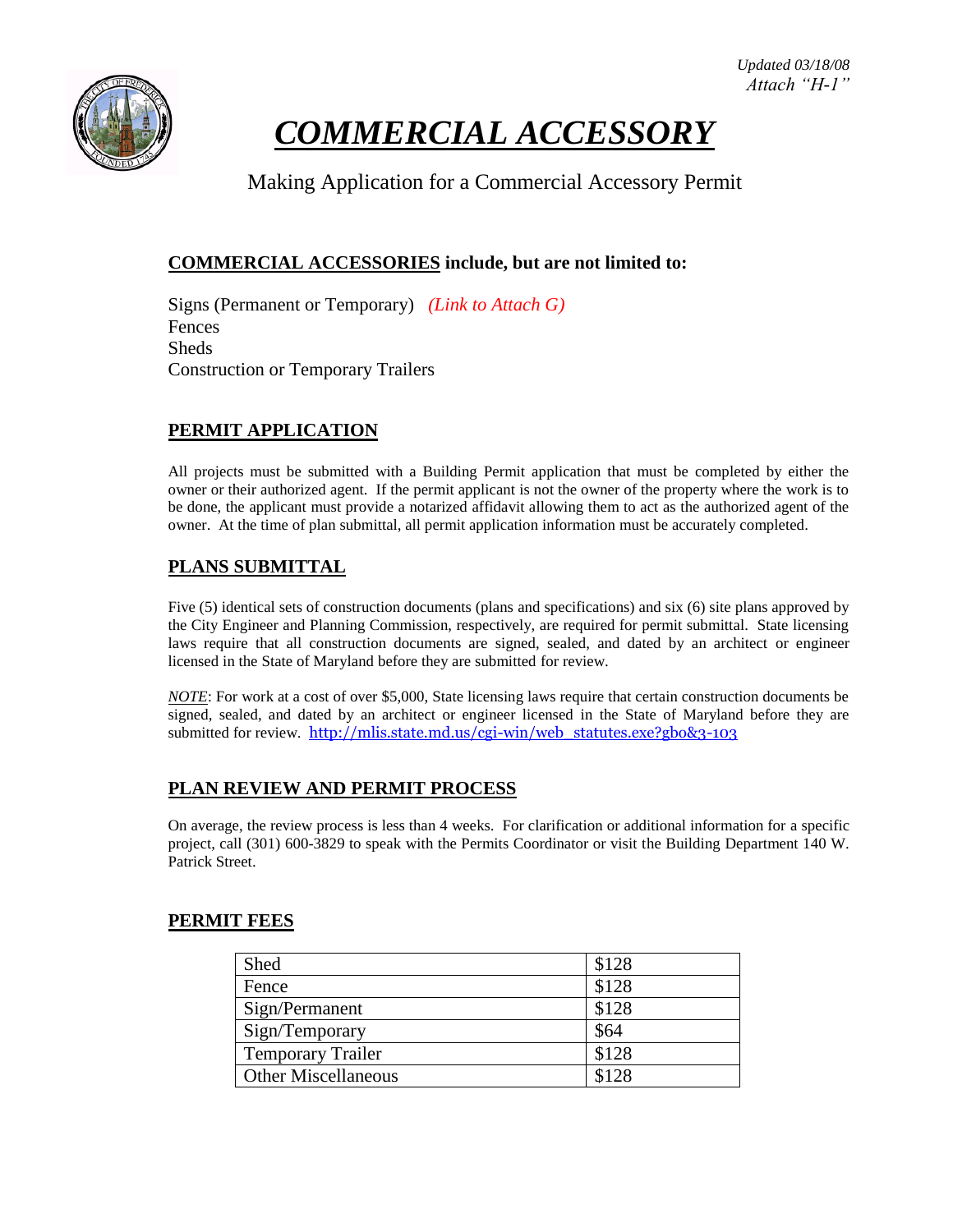*Updated 03/18/08*
*Attach "H-1"*

# *COMMERCIAL ACCESSORY*

Making Application for a Commercial Accessory Permit

### COMMERCIAL ACCESSORIES include, but are not limited to:

Signs (Permanent or Temporary) *(Link to Attach G)*
Fences
Sheds
Construction or Temporary Trailers

### PERMIT APPLICATION

All projects must be submitted with a Building Permit application that must be completed by either the owner or their authorized agent. If the permit applicant is not the owner of the property where the work is to be done, the applicant must provide a notarized affidavit allowing them to act as the authorized agent of the owner. At the time of plan submittal, all permit application information must be accurately completed.

### PLANS SUBMITTAL

Five (5) identical sets of construction documents (plans and specifications) and six (6) site plans approved by the City Engineer and Planning Commission, respectively, are required for permit submittal. State licensing laws require that all construction documents are signed, sealed, and dated by an architect or engineer licensed in the State of Maryland before they are submitted for review.

*NOTE*: For work at a cost of over $5,000, State licensing laws require that certain construction documents be signed, sealed, and dated by an architect or engineer licensed in the State of Maryland before they are submitted for review. http://mlis.state.md.us/cgi-win/web_statutes.exe?gbo&3-103

### PLAN REVIEW AND PERMIT PROCESS

On average, the review process is less than 4 weeks. For clarification or additional information for a specific project, call (301) 600-3829 to speak with the Permits Coordinator or visit the Building Department 140 W. Patrick Street.

### PERMIT FEES

| | |
|---|---|
| Shed | $128 |
| Fence | $128 |
| Sign/Permanent | $128 |
| Sign/Temporary | $64 |
| Temporary Trailer | $128 |
| Other Miscellaneous | $128 |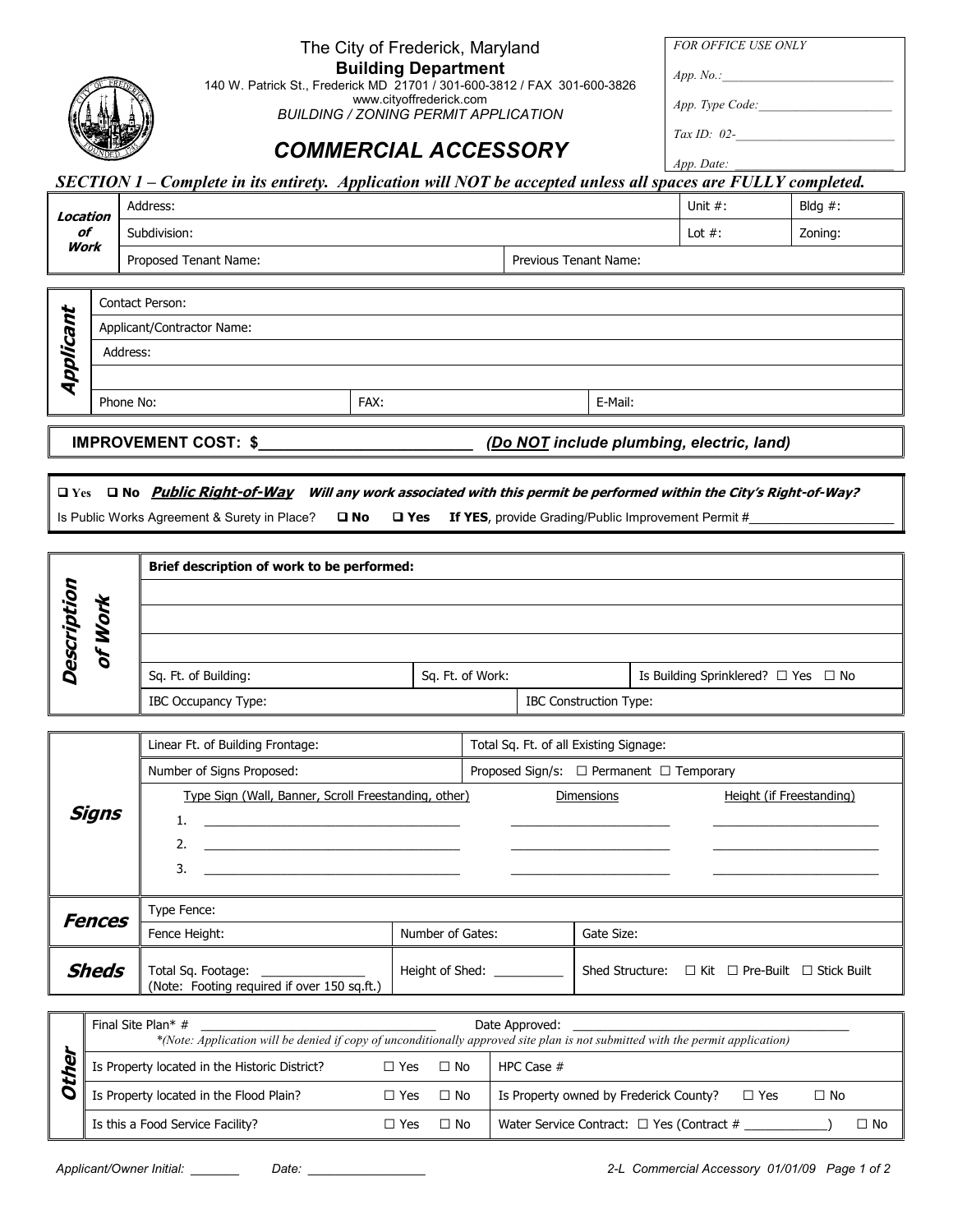The City of Frederick, Maryland
**Building Department**
140 W. Patrick St., Frederick MD 21701 / 301-600-3812 / FAX 301-600-3826
www.cityoffrederick.com
*BUILDING / ZONING PERMIT APPLICATION*

# COMMERCIAL ACCESSORY

| *FOR OFFICE USE ONLY* |
|---|
| *App. No.:* |
| *App. Type Code:* |
| *Tax ID: 02-* |
| *App. Date:* |

***SECTION 1 – Complete in its entirety. Application will NOT be accepted unless all spaces are FULLY completed.***

| **Location of Work** | | | |
|---|---|---|---|
| Address: | | Unit #: | Bldg #: |
| Subdivision: | | Lot #: | Zoning: |
| Proposed Tenant Name: | Previous Tenant Name: | | |

| **Applicant** | | |
|---|---|---|
| Contact Person: | | |
| Applicant/Contractor Name: | | |
| Address: | | |
| | | |
| Phone No: | FAX: | E-Mail: |

**IMPROVEMENT COST: $\_\_\_\_\_\_\_\_\_\_\_\_\_\_\_\_\_\_\_\_\_\_\_\_\_\_** ***(Do NOT include plumbing, electric, land)***

☐ Yes ☐ No ***Public Right-of-Way*** ***Will any work associated with this permit be performed within the City's Right-of-Way?***

Is Public Works Agreement & Surety in Place? ☐ **No** ☐ **Yes** **If YES**, provide Grading/Public Improvement Permit #\_\_\_\_\_\_\_\_\_\_\_\_\_\_\_\_\_\_\_\_

| **Description of Work** | | |
|---|---|---|
| **Brief description of work to be performed:** | | |
| | | |
| | | |
| | | |
| Sq. Ft. of Building: | Sq. Ft. of Work: | Is Building Sprinklered? ☐ Yes ☐ No |
| IBC Occupancy Type: | IBC Construction Type: | |

| **Signs** | | |
|---|---|---|
| Linear Ft. of Building Frontage: | Total Sq. Ft. of all Existing Signage: | |
| Number of Signs Proposed: | Proposed Sign/s: ☐ Permanent ☐ Temporary | |
| Type Sign (Wall, Banner, Scroll Freestanding, other) | Dimensions | Height (if Freestanding) |
| 1. | | |
| 2. | | |
| 3. | | |

| **Fences** | | |
|---|---|---|
| Type Fence: | | |
| Fence Height: | Number of Gates: | Gate Size: |

| **Sheds** | | |
|---|---|---|
| Total Sq. Footage: \_\_\_\_\_\_\_\_\_\_\_\_\_\_\_ (Note: Footing required if over 150 sq.ft.) | Height of Shed: \_\_\_\_\_\_\_\_\_\_ | Shed Structure: ☐ Kit ☐ Pre-Built ☐ Stick Built |

**Other**

Final Site Plan* # \_\_\_\_\_\_\_\_\_\_\_\_\_\_\_\_\_\_\_\_\_\_\_\_\_\_\_\_\_\_\_\_\_ Date Approved: \_\_\_\_\_\_\_\_\_\_\_\_\_\_\_\_\_\_\_\_\_\_\_\_\_\_\_\_\_\_\_\_\_\_\_\_\_\_\_

**(Note: Application will be denied if copy of unconditionally approved site plan is not submitted with the permit application)*

| | | |
|---|---|---|
| Is Property located in the Historic District? | ☐ Yes ☐ No | HPC Case # |
| Is Property located in the Flood Plain? | ☐ Yes ☐ No | Is Property owned by Frederick County? ☐ Yes ☐ No |
| Is this a Food Service Facility? | ☐ Yes ☐ No | Water Service Contract: ☐ Yes (Contract # \_\_\_\_\_\_\_\_\_\_\_\_) ☐ No |

*Applicant/Owner Initial: \_\_\_\_\_\_\_* *Date: \_\_\_\_\_\_\_\_\_\_\_\_\_\_\_\_\_*

*2-L Commercial Accessory 01/01/09*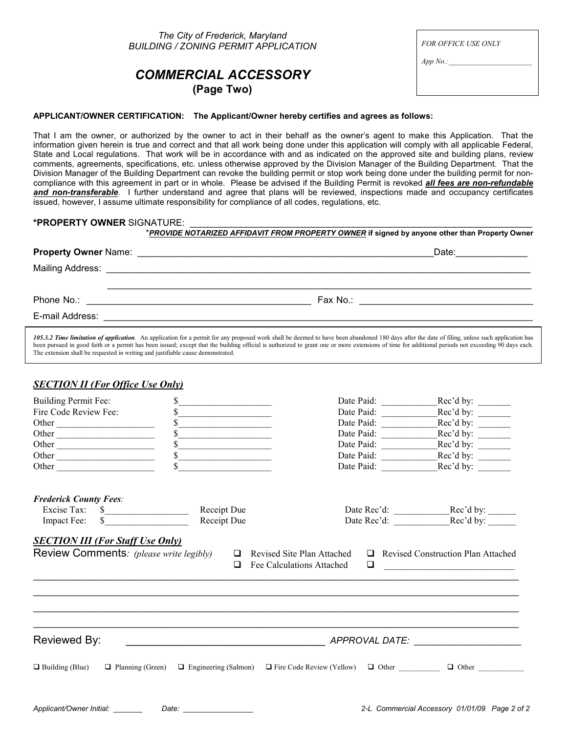The City of Frederick, Maryland
BUILDING / ZONING PERMIT APPLICATION

FOR OFFICE USE ONLY

App No.:\_\_\_\_\_\_\_\_\_\_\_\_\_\_\_\_\_\_\_\_\_\_

# COMMERCIAL ACCESSORY

## (Page Two)

**APPLICANT/OWNER CERTIFICATION: The Applicant/Owner hereby certifies and agrees as follows:**

That I am the owner, or authorized by the owner to act in their behalf as the owner's agent to make this Application. That the information given herein is true and correct and that all work being done under this application will comply with all applicable Federal, State and Local regulations. That work will be in accordance with and as indicated on the approved site and building plans, review comments, agreements, specifications, etc. unless otherwise approved by the Division Manager of the Building Department. That the Division Manager of the Building Department can revoke the building permit or stop work being done under the building permit for non-compliance with this agreement in part or in whole. Please be advised if the Building Permit is revoked ***all fees are non-refundable and non-transferable***. I further understand and agree that plans will be reviewed, inspections made and occupancy certificates issued, however, I assume ultimate responsibility for compliance of all codes, regulations, etc.

**\*PROPERTY OWNER** SIGNATURE: \_\_\_\_\_\_\_\_\_\_\_\_\_\_\_\_\_\_\_\_\_\_\_\_\_\_\_\_\_\_\_\_\_\_\_\_\_\_\_\_\_\_\_\_\_\_\_\_\_\_\_\_\_\_\_\_

\****PROVIDE NOTARIZED AFFIDAVIT FROM PROPERTY OWNER*** **if signed by anyone other than Property Owner**

**Property Owner** Name: \_\_\_\_\_\_\_\_\_\_\_\_\_\_\_\_\_\_\_\_\_\_\_\_\_\_\_\_\_\_\_\_\_\_\_\_\_\_\_\_\_\_\_\_\_\_\_\_\_\_\_\_Date:\_\_\_\_\_\_\_\_\_\_\_\_\_\_

Mailing Address: \_\_\_\_\_\_\_\_\_\_\_\_\_\_\_\_\_\_\_\_\_\_\_\_\_\_\_\_\_\_\_\_\_\_\_\_\_\_\_\_\_\_\_\_\_\_\_\_\_\_\_\_\_\_\_\_\_\_\_\_\_\_\_\_\_\_\_\_\_\_

\_\_\_\_\_\_\_\_\_\_\_\_\_\_\_\_\_\_\_\_\_\_\_\_\_\_\_\_\_\_\_\_\_\_\_\_\_\_\_\_\_\_\_\_\_\_\_\_\_\_\_\_\_\_\_\_\_\_\_\_\_\_\_\_\_\_\_\_\_\_\_\_\_\_\_\_\_\_\_\_\_\_

Phone No.: \_\_\_\_\_\_\_\_\_\_\_\_\_\_\_\_\_\_\_\_\_\_\_\_\_\_\_\_\_\_\_\_\_\_\_\_\_\_\_\_ Fax No.: \_\_\_\_\_\_\_\_\_\_\_\_\_\_\_\_\_\_\_\_\_\_\_\_\_\_\_\_\_\_\_\_

E-mail Address: \_\_\_\_\_\_\_\_\_\_\_\_\_\_\_\_\_\_\_\_\_\_\_\_\_\_\_\_\_\_\_\_\_\_\_\_\_\_\_\_\_\_\_\_\_\_\_\_\_\_\_\_\_\_\_\_\_\_\_\_\_\_\_\_\_\_\_\_\_\_\_

***105.3.2 Time limitation of application***. An application for a permit for any proposed work shall be deemed to have been abandoned 180 days after the date of filing, unless such application has been pursued in good faith or a permit has been issued; except that the building official is authorized to grant one or more extensions of time for additional periods not exceeding 90 days each. The extension shall be requested in writing and justifiable cause demonstrated.

## ***SECTION II (For Office Use Only)***

| | | | |
|---|---|---|---|
| Building Permit Fee: | $\_\_\_\_\_\_\_\_\_\_\_\_\_\_\_\_\_\_ | Date Paid: \_\_\_\_\_\_\_\_\_\_\_ | Rec'd by: \_\_\_\_\_\_\_ |
| Fire Code Review Fee: | $\_\_\_\_\_\_\_\_\_\_\_\_\_\_\_\_\_\_ | Date Paid: \_\_\_\_\_\_\_\_\_\_\_ | Rec'd by: \_\_\_\_\_\_\_ |
| Other \_\_\_\_\_\_\_\_\_\_\_\_\_\_\_\_\_\_\_\_ | $\_\_\_\_\_\_\_\_\_\_\_\_\_\_\_\_\_\_ | Date Paid: \_\_\_\_\_\_\_\_\_\_\_ | Rec'd by: \_\_\_\_\_\_\_ |
| Other \_\_\_\_\_\_\_\_\_\_\_\_\_\_\_\_\_\_\_\_ | $\_\_\_\_\_\_\_\_\_\_\_\_\_\_\_\_\_\_ | Date Paid: \_\_\_\_\_\_\_\_\_\_\_ | Rec'd by: \_\_\_\_\_\_\_ |
| Other \_\_\_\_\_\_\_\_\_\_\_\_\_\_\_\_\_\_\_\_ | $\_\_\_\_\_\_\_\_\_\_\_\_\_\_\_\_\_\_ | Date Paid: \_\_\_\_\_\_\_\_\_\_\_ | Rec'd by: \_\_\_\_\_\_\_ |
| Other \_\_\_\_\_\_\_\_\_\_\_\_\_\_\_\_\_\_\_\_ | $\_\_\_\_\_\_\_\_\_\_\_\_\_\_\_\_\_\_ | Date Paid: \_\_\_\_\_\_\_\_\_\_\_ | Rec'd by: \_\_\_\_\_\_\_ |
| Other \_\_\_\_\_\_\_\_\_\_\_\_\_\_\_\_\_\_\_\_ | $\_\_\_\_\_\_\_\_\_\_\_\_\_\_\_\_\_\_ | Date Paid: \_\_\_\_\_\_\_\_\_\_\_ | Rec'd by: \_\_\_\_\_\_\_ |

***Frederick County Fees**:*

| | | | | |
|---|---|---|---|---|
| Excise Tax: | $\_\_\_\_\_\_\_\_\_\_\_\_\_\_\_\_ | Receipt Due | Date Rec'd: \_\_\_\_\_\_\_\_\_\_\_ | Rec'd by: \_\_\_\_\_\_ |
| Impact Fee: | $\_\_\_\_\_\_\_\_\_\_\_\_\_\_\_\_ | Receipt Due | Date Rec'd: \_\_\_\_\_\_\_\_\_\_\_ | Rec'd by: \_\_\_\_\_\_ |

## ***SECTION III (For Staff Use Only)***

Review Comments*: (please write legibly)*

- ❑ Revised Site Plan Attached
- ❑ Revised Construction Plan Attached
- ❑ Fee Calculations Attached
- ❑ \_\_\_\_\_\_\_\_\_\_\_\_\_\_\_\_\_\_\_\_\_\_\_\_\_\_\_

\_\_\_\_\_\_\_\_\_\_\_\_\_\_\_\_\_\_\_\_\_\_\_\_\_\_\_\_\_\_\_\_\_\_\_\_\_\_\_\_\_\_\_\_\_\_\_\_\_\_\_\_\_\_\_\_\_\_\_\_\_\_\_\_\_\_\_\_\_\_\_\_\_\_\_\_\_\_\_\_\_\_\_\_

\_\_\_\_\_\_\_\_\_\_\_\_\_\_\_\_\_\_\_\_\_\_\_\_\_\_\_\_\_\_\_\_\_\_\_\_\_\_\_\_\_\_\_\_\_\_\_\_\_\_\_\_\_\_\_\_\_\_\_\_\_\_\_\_\_\_\_\_\_\_\_\_\_\_\_\_\_\_\_\_\_\_\_\_

\_\_\_\_\_\_\_\_\_\_\_\_\_\_\_\_\_\_\_\_\_\_\_\_\_\_\_\_\_\_\_\_\_\_\_\_\_\_\_\_\_\_\_\_\_\_\_\_\_\_\_\_\_\_\_\_\_\_\_\_\_\_\_\_\_\_\_\_\_\_\_\_\_\_\_\_\_\_\_\_\_\_\_\_

\_\_\_\_\_\_\_\_\_\_\_\_\_\_\_\_\_\_\_\_\_\_\_\_\_\_\_\_\_\_\_\_\_\_\_\_\_\_\_\_\_\_\_\_\_\_\_\_\_\_\_\_\_\_\_\_\_\_\_\_\_\_\_\_\_\_\_\_\_\_\_\_\_\_\_\_\_\_\_\_\_\_\_\_

Reviewed By: \_\_\_\_\_\_\_\_\_\_\_\_\_\_\_\_\_\_\_\_\_\_\_\_\_\_\_\_\_\_\_\_\_\_\_ *APPROVAL DATE:* \_\_\_\_\_\_\_\_\_\_\_\_\_\_\_\_\_\_\_\_

❑ Building (Blue) ❑ Planning (Green) ❑ Engineering (Salmon) ❑ Fire Code Review (Yellow) ❑ Other \_\_\_\_\_\_\_\_\_\_ ❑ Other \_\_\_\_\_\_\_\_\_\_\_

*Applicant/Owner Initial:* \_\_\_\_\_\_\_ *Date:* \_\_\_\_\_\_\_\_\_\_\_\_\_\_\_\_

*2-L Commercial Accessory 01/01/09*